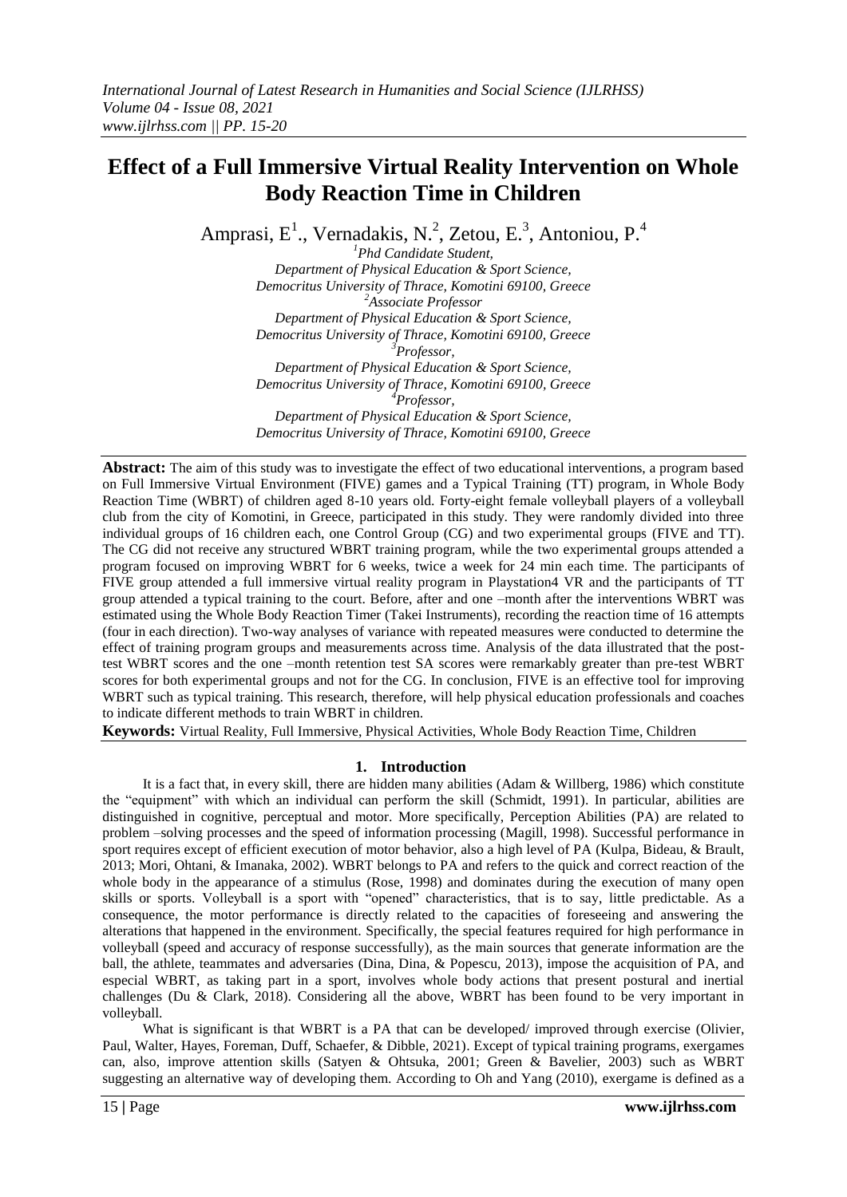# Effect of a Full Immersive Virtual Reality Intervention on Whole Body Reaction Time in Children

Amprasi, E.[1], Vernadakis, N.[2], Zetou, E.[3], Antoniou, P.[4]

[1]Phd Candidate Student,
Department of Physical Education & Sport Science,
Democritus University of Thrace, Komotini 69100, Greece

[2]Associate Professor
Department of Physical Education & Sport Science,
Democritus University of Thrace, Komotini 69100, Greece

[3]Professor,
Department of Physical Education & Sport Science,
Democritus University of Thrace, Komotini 69100, Greece

[4]Professor,
Department of Physical Education & Sport Science,
Democritus University of Thrace, Komotini 69100, Greece

---

**Abstract:** The aim of this study was to investigate the effect of two educational interventions, a program based on Full Immersive Virtual Environment (FIVE) games and a Typical Training (TT) program, in Whole Body Reaction Time (WBRT) of children aged 8-10 years old. Forty-eight female volleyball players of a volleyball club from the city of Komotini, in Greece, participated in this study. They were randomly divided into three individual groups of 16 children each, one Control Group (CG) and two experimental groups (FIVE and TT). The CG did not receive any structured WBRT training program, while the two experimental groups attended a program focused on improving WBRT for 6 weeks, twice a week for 24 min each time. The participants of FIVE group attended a full immersive virtual reality program in Playstation4 VR and the participants of TT group attended a typical training to the court. Before, after and one –month after the interventions WBRT was estimated using the Whole Body Reaction Timer (Takei Instruments), recording the reaction time of 16 attempts (four in each direction). Two-way analyses of variance with repeated measures were conducted to determine the effect of training program groups and measurements across time. Analysis of the data illustrated that the post-test WBRT scores and the one –month retention test SA scores were remarkably greater than pre-test WBRT scores for both experimental groups and not for the CG. In conclusion, FIVE is an effective tool for improving WBRT such as typical training. This research, therefore, will help physical education professionals and coaches to indicate different methods to train WBRT in children.

**Keywords:** Virtual Reality, Full Immersive, Physical Activities, Whole Body Reaction Time, Children

---

## 1. Introduction

It is a fact that, in every skill, there are hidden many abilities (Adam & Willberg, 1986) which constitute the "equipment" with which an individual can perform the skill (Schmidt, 1991). In particular, abilities are distinguished in cognitive, perceptual and motor. More specifically, Perception Abilities (PA) are related to problem –solving processes and the speed of information processing (Magill, 1998). Successful performance in sport requires except of efficient execution of motor behavior, also a high level of PA (Kulpa, Bideau, & Brault, 2013; Mori, Ohtani, & Imanaka, 2002). WBRT belongs to PA and refers to the quick and correct reaction of the whole body in the appearance of a stimulus (Rose, 1998) and dominates during the execution of many open skills or sports. Volleyball is a sport with "opened" characteristics, that is to say, little predictable. As a consequence, the motor performance is directly related to the capacities of foreseeing and answering the alterations that happened in the environment. Specifically, the special features required for high performance in volleyball (speed and accuracy of response successfully), as the main sources that generate information are the ball, the athlete, teammates and adversaries (Dina, Dina, & Popescu, 2013), impose the acquisition of PA, and especial WBRT, as taking part in a sport, involves whole body actions that present postural and inertial challenges (Du & Clark, 2018). Considering all the above, WBRT has been found to be very important in volleyball.

What is significant is that WBRT is a PA that can be developed/ improved through exercise (Olivier, Paul, Walter, Hayes, Foreman, Duff, Schaefer, & Dibble, 2021). Except of typical training programs, exergames can, also, improve attention skills (Satyen & Ohtsuka, 2001; Green & Bavelier, 2003) such as WBRT suggesting an alternative way of developing them. According to Oh and Yang (2010), exergame is defined as a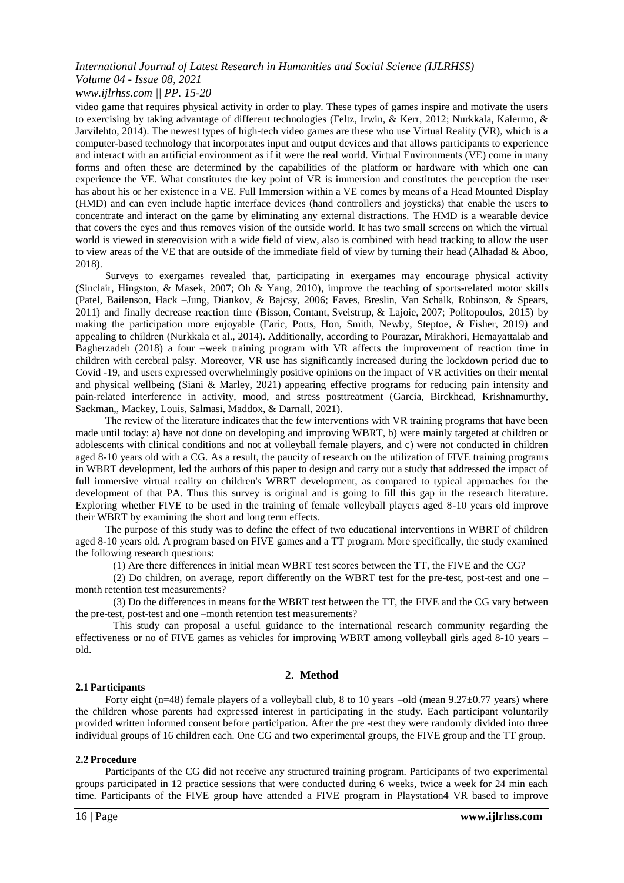video game that requires physical activity in order to play. These types of games inspire and motivate the users to exercising by taking advantage of different technologies (Feltz, Irwin, & Kerr, 2012; Nurkkala, Kalermo, & Jarvilehto, 2014). The newest types of high-tech video games are these who use Virtual Reality (VR), which is a computer-based technology that incorporates input and output devices and that allows participants to experience and interact with an artificial environment as if it were the real world. Virtual Environments (VE) come in many forms and often these are determined by the capabilities of the platform or hardware with which one can experience the VE. What constitutes the key point of VR is immersion and constitutes the perception the user has about his or her existence in a VE. Full Immersion within a VE comes by means of a Head Mounted Display (HMD) and can even include haptic interface devices (hand controllers and joysticks) that enable the users to concentrate and interact on the game by eliminating any external distractions. The HMD is a wearable device that covers the eyes and thus removes vision of the outside world. It has two small screens on which the virtual world is viewed in stereovision with a wide field of view, also is combined with head tracking to allow the user to view areas of the VE that are outside of the immediate field of view by turning their head (Alhadad & Aboo, 2018).

Surveys to exergames revealed that, participating in exergames may encourage physical activity (Sinclair, Hingston, & Masek, 2007; Oh & Yang, 2010), improve the teaching of sports-related motor skills (Patel, Bailenson, Hack –Jung, Diankov, & Bajcsy, 2006; Eaves, Breslin, Van Schalk, Robinson, & Spears, 2011) and finally decrease reaction time (Bisson, Contant, Sveistrup, & Lajoie, 2007; Politopoulos, 2015) by making the participation more enjoyable (Faric, Potts, Hon, Smith, Newby, Steptoe, & Fisher, 2019) and appealing to children (Nurkkala et al., 2014). Additionally, according to Pourazar, Mirakhori, Hemayattalab and Bagherzadeh (2018) a four –week training program with VR affects the improvement of reaction time in children with cerebral palsy. Moreover, VR use has significantly increased during the lockdown period due to Covid -19, and users expressed overwhelmingly positive opinions on the impact of VR activities on their mental and physical wellbeing (Siani & Marley, 2021) appearing effective programs for reducing pain intensity and pain-related interference in activity, mood, and stress posttreatment (Garcia, Birckhead, Krishnamurthy, Sackman,, Mackey, Louis, Salmasi, Maddox, & Darnall, 2021).

The review of the literature indicates that the few interventions with VR training programs that have been made until today: a) have not done on developing and improving WBRT, b) were mainly targeted at children or adolescents with clinical conditions and not at volleyball female players, and c) were not conducted in children aged 8-10 years old with a CG. As a result, the paucity of research on the utilization of FIVE training programs in WBRT development, led the authors of this paper to design and carry out a study that addressed the impact of full immersive virtual reality on children's WBRT development, as compared to typical approaches for the development of that PA. Thus this survey is original and is going to fill this gap in the research literature. Exploring whether FIVE to be used in the training of female volleyball players aged 8-10 years old improve their WBRT by examining the short and long term effects.

The purpose of this study was to define the effect of two educational interventions in WBRT of children aged 8-10 years old. A program based on FIVE games and a TT program. More specifically, the study examined the following research questions:

(1) Are there differences in initial mean WBRT test scores between the TT, the FIVE and the CG?

(2) Do children, on average, report differently on the WBRT test for the pre-test, post-test and one –month retention test measurements?

(3) Do the differences in means for the WBRT test between the TT, the FIVE and the CG vary between the pre-test, post-test and one –month retention test measurements?

This study can proposal a useful guidance to the international research community regarding the effectiveness or no of FIVE games as vehicles for improving WBRT among volleyball girls aged 8-10 years –old.

## 2. Method

### 2.1 Participants

Forty eight (n=48) female players of a volleyball club, 8 to 10 years –old (mean 9.27±0.77 years) where the children whose parents had expressed interest in participating in the study. Each participant voluntarily provided written informed consent before participation. After the pre -test they were randomly divided into three individual groups of 16 children each. One CG and two experimental groups, the FIVE group and the TT group.

### 2.2 Procedure

Participants of the CG did not receive any structured training program. Participants of two experimental groups participated in 12 practice sessions that were conducted during 6 weeks, twice a week for 24 min each time. Participants of the FIVE group have attended a FIVE program in Playstation4 VR based to improve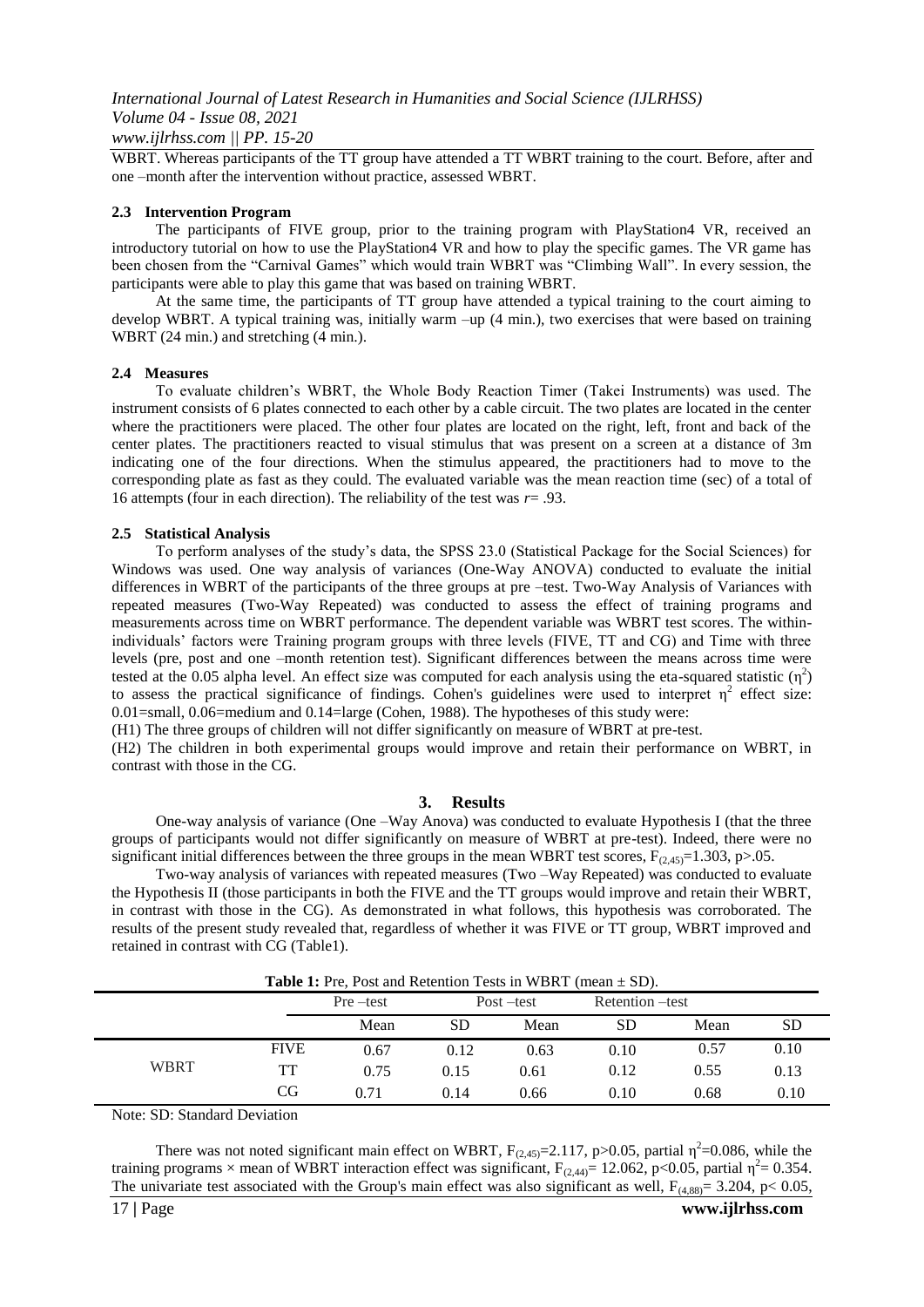WBRT. Whereas participants of the TT group have attended a TT WBRT training to the court. Before, after and one –month after the intervention without practice, assessed WBRT.

### 2.3 Intervention Program

The participants of FIVE group, prior to the training program with PlayStation4 VR, received an introductory tutorial on how to use the PlayStation4 VR and how to play the specific games. The VR game has been chosen from the "Carnival Games" which would train WBRT was "Climbing Wall". In every session, the participants were able to play this game that was based on training WBRT.

At the same time, the participants of TT group have attended a typical training to the court aiming to develop WBRT. A typical training was, initially warm –up (4 min.), two exercises that were based on training WBRT (24 min.) and stretching (4 min.).

### 2.4 Measures

To evaluate children's WBRT, the Whole Body Reaction Timer (Takei Instruments) was used. The instrument consists of 6 plates connected to each other by a cable circuit. The two plates are located in the center where the practitioners were placed. The other four plates are located on the right, left, front and back of the center plates. The practitioners reacted to visual stimulus that was present on a screen at a distance of 3m indicating one of the four directions. When the stimulus appeared, the practitioners had to move to the corresponding plate as fast as they could. The evaluated variable was the mean reaction time (sec) of a total of 16 attempts (four in each direction). The reliability of the test was $r = .93$.

### 2.5 Statistical Analysis

To perform analyses of the study's data, the SPSS 23.0 (Statistical Package for the Social Sciences) for Windows was used. One way analysis of variances (One-Way ANOVA) conducted to evaluate the initial differences in WBRT of the participants of the three groups at pre –test. Two-Way Analysis of Variances with repeated measures (Two-Way Repeated) was conducted to assess the effect of training programs and measurements across time on WBRT performance. The dependent variable was WBRT test scores. The within-individuals' factors were Training program groups with three levels (FIVE, TT and CG) and Time with three levels (pre, post and one –month retention test). Significant differences between the means across time were tested at the 0.05 alpha level. An effect size was computed for each analysis using the eta-squared statistic ($\eta^2$) to assess the practical significance of findings. Cohen's guidelines were used to interpret $\eta^2$ effect size: 0.01=small, 0.06=medium and 0.14=large (Cohen, 1988). The hypotheses of this study were:

(H1) The three groups of children will not differ significantly on measure of WBRT at pre-test.

(H2) The children in both experimental groups would improve and retain their performance on WBRT, in contrast with those in the CG.

## 3. Results

One-way analysis of variance (One –Way Anova) was conducted to evaluate Hypothesis I (that the three groups of participants would not differ significantly on measure of WBRT at pre-test). Indeed, there were no significant initial differences between the three groups in the mean WBRT test scores, $F_{(2,45)}=1.303$, $p>.05$.

Two-way analysis of variances with repeated measures (Two –Way Repeated) was conducted to evaluate the Hypothesis II (those participants in both the FIVE and the TT groups would improve and retain their WBRT, in contrast with those in the CG). As demonstrated in what follows, this hypothesis was corroborated. The results of the present study revealed that, regardless of whether it was FIVE or TT group, WBRT improved and retained in contrast with CG (Table1).

**Table 1:** Pre, Post and Retention Tests in WBRT (mean ± SD).

| | | Pre –test | | Post –test | | Retention –test | |
|---|---|---|---|---|---|---|---|
| | | Mean | SD | Mean | SD | Mean | SD |
| WBRT | FIVE | 0.67 | 0.12 | 0.63 | 0.10 | 0.57 | 0.10 |
| | TT | 0.75 | 0.15 | 0.61 | 0.12 | 0.55 | 0.13 |
| | CG | 0.71 | 0.14 | 0.66 | 0.10 | 0.68 | 0.10 |

Note: SD: Standard Deviation

There was not noted significant main effect on WBRT, $F_{(2,45)}=2.117$, $p>0.05$, partial $\eta^2=0.086$, while the training programs × mean of WBRT interaction effect was significant, $F_{(2,44)}= 12.062$, $p<0.05$, partial $\eta^2= 0.354$. The univariate test associated with the Group's main effect was also significant as well, $F_{(4,88)}= 3.204$, $p< 0.05$,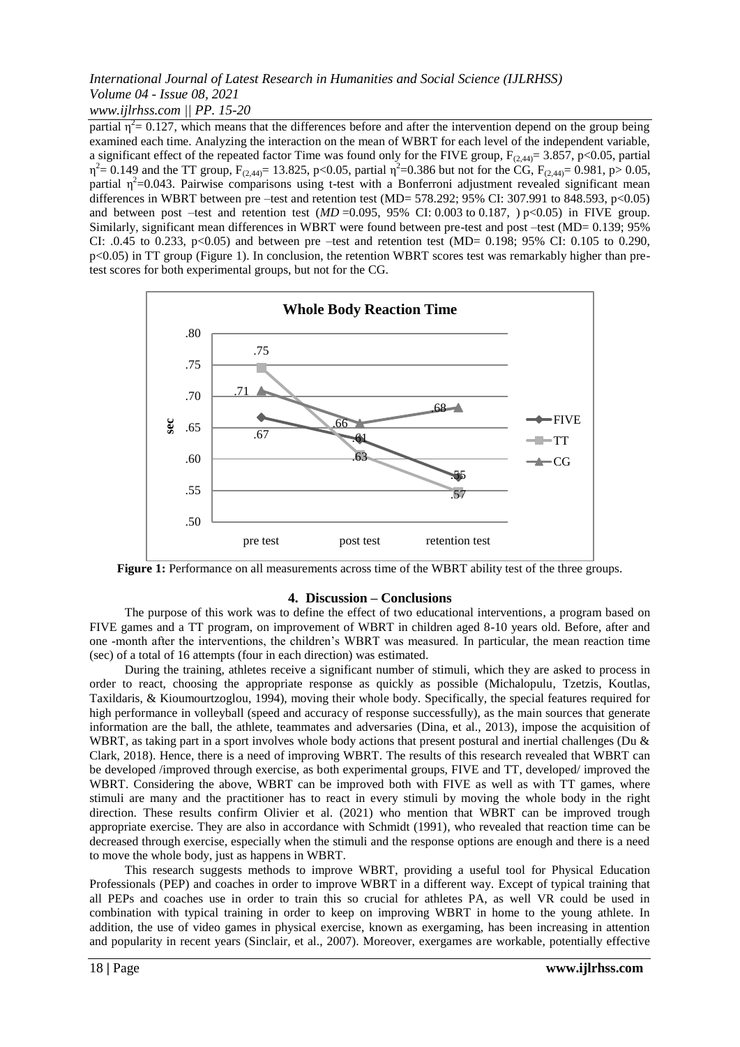partial $\eta^2$= 0.127, which means that the differences before and after the intervention depend on the group being examined each time. Analyzing the interaction on the mean of WBRT for each level of the independent variable, a significant effect of the repeated factor Time was found only for the FIVE group, $F_{(2,44)}$= 3.857, $p<0.05$, partial $\eta^2$= 0.149 and the TT group, $F_{(2,44)}$= 13.825, $p<0.05$, partial $\eta^2$=0.386 but not for the CG, $F_{(2,44)}$= 0.981, $p> 0.05$, partial $\eta^2$=0.043. Pairwise comparisons using t-test with a Bonferroni adjustment revealed significant mean differences in WBRT between pre –test and retention test (MD= 578.292; 95% CI: 307.991 to 848.593, $p<0.05$) and between post –test and retention test (*MD* =0.095, 95% CI: 0.003 to 0.187, ) $p<0.05$) in FIVE group. Similarly, significant mean differences in WBRT were found between pre-test and post –test (MD= 0.139; 95% CI: .0.45 to 0.233, $p<0.05$) and between pre –test and retention test (MD= 0.198; 95% CI: 0.105 to 0.290, $p<0.05$) in TT group (Figure 1). In conclusion, the retention WBRT scores test was remarkably higher than pre-test scores for both experimental groups, but not for the CG.

**Figure 1:** Performance on all measurements across time of the WBRT ability test of the three groups.

## 4. Discussion – Conclusions

The purpose of this work was to define the effect of two educational interventions, a program based on FIVE games and a TT program, on improvement of WBRT in children aged 8-10 years old. Before, after and one -month after the interventions, the children's WBRT was measured. In particular, the mean reaction time (sec) of a total of 16 attempts (four in each direction) was estimated.

During the training, athletes receive a significant number of stimuli, which they are asked to process in order to react, choosing the appropriate response as quickly as possible (Michalopulu, Tzetzis, Koutlas, Taxildaris, & Kioumourtzoglou, 1994), moving their whole body. Specifically, the special features required for high performance in volleyball (speed and accuracy of response successfully), as the main sources that generate information are the ball, the athlete, teammates and adversaries (Dina, et al., 2013), impose the acquisition of WBRT, as taking part in a sport involves whole body actions that present postural and inertial challenges (Du & Clark, 2018). Hence, there is a need of improving WBRT. The results of this research revealed that WBRT can be developed /improved through exercise, as both experimental groups, FIVE and TT, developed/ improved the WBRT. Considering the above, WBRT can be improved both with FIVE as well as with TT games, where stimuli are many and the practitioner has to react in every stimuli by moving the whole body in the right direction. These results confirm Olivier et al. (2021) who mention that WBRT can be improved trough appropriate exercise. They are also in accordance with Schmidt (1991), who revealed that reaction time can be decreased through exercise, especially when the stimuli and the response options are enough and there is a need to move the whole body, just as happens in WBRT.

This research suggests methods to improve WBRT, providing a useful tool for Physical Education Professionals (PEP) and coaches in order to improve WBRT in a different way. Except of typical training that all PEPs and coaches use in order to train this so crucial for athletes PA, as well VR could be used in combination with typical training in order to keep on improving WBRT in home to the young athlete. In addition, the use of video games in physical exercise, known as exergaming, has been increasing in attention and popularity in recent years (Sinclair, et al., 2007). Moreover, exergames are workable, potentially effective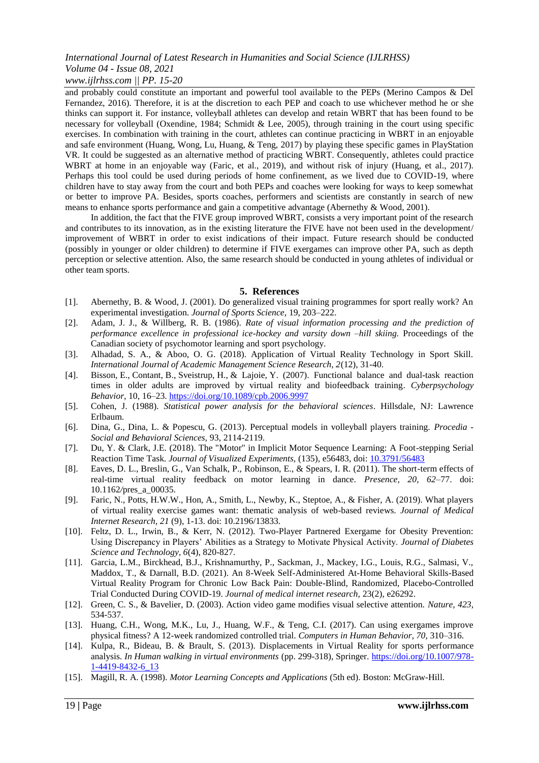and probably could constitute an important and powerful tool available to the PEPs (Merino Campos & Del Fernandez, 2016). Therefore, it is at the discretion to each PEP and coach to use whichever method he or she thinks can support it. For instance, volleyball athletes can develop and retain WBRT that has been found to be necessary for volleyball (Oxendine, 1984; Schmidt & Lee, 2005), through training in the court using specific exercises. In combination with training in the court, athletes can continue practicing in WBRT in an enjoyable and safe environment (Huang, Wong, Lu, Huang, & Teng, 2017) by playing these specific games in PlayStation VR. It could be suggested as an alternative method of practicing WBRT. Consequently, athletes could practice WBRT at home in an enjoyable way (Faric, et al., 2019), and without risk of injury (Huang, et al., 2017). Perhaps this tool could be used during periods of home confinement, as we lived due to COVID-19, where children have to stay away from the court and both PEPs and coaches were looking for ways to keep somewhat or better to improve PA. Besides, sports coaches, performers and scientists are constantly in search of new means to enhance sports performance and gain a competitive advantage (Abernethy & Wood, 2001).

In addition, the fact that the FIVE group improved WBRT, consists a very important point of the research and contributes to its innovation, as in the existing literature the FIVE have not been used in the development/ improvement of WBRT in order to exist indications of their impact. Future research should be conducted (possibly in younger or older children) to determine if FIVE exergames can improve other PA, such as depth perception or selective attention. Also, the same research should be conducted in young athletes of individual or other team sports.

## 5. References

[1]. Abernethy, B. & Wood, J. (2001). Do generalized visual training programmes for sport really work? An experimental investigation. *Journal of Sports Science,* 19, 203–222.

[2]. Adam, J. J., & Willberg, R. B. (1986). *Rate of visual information processing and the prediction of performance excellence in professional ice-hockey and varsity down –hill skiing.* Proceedings of the Canadian society of psychomotor learning and sport psychology.

[3]. Alhadad, S. A., & Aboo, O. G. (2018). Application of Virtual Reality Technology in Sport Skill. *International Journal of Academic Management Science Research, 2*(12), 31-40.

[4]. Bisson, E., Contant, B., Sveistrup, H., & Lajoie, Y. (2007). Functional balance and dual-task reaction times in older adults are improved by virtual reality and biofeedback training. *Cyberpsychology Behavior*, 10, 16–23. https://doi.org/10.1089/cpb.2006.9997

[5]. Cohen, J. (1988). *Statistical power analysis for the behavioral sciences*. Hillsdale, NJ: Lawrence Erlbaum.

[6]. Dina, G., Dina, L. & Popescu, G. (2013). Perceptual models in volleyball players training. *Procedia - Social and Behavioral Sciences,* 93, 2114-2119.

[7]. Du, Y. & Clark, J.E. (2018). The "Motor" in Implicit Motor Sequence Learning: A Foot-stepping Serial Reaction Time Task. *Journal of Visualized Experiments,* (135), e56483, doi: 10.3791/56483

[8]. Eaves, D. L., Breslin, G., Van Schalk, P., Robinson, E., & Spears, I. R. (2011). The short-term effects of real-time virtual reality feedback on motor learning in dance. *Presence, 20, 62*–77. doi: 10.1162/pres_a_00035.

[9]. Faric, N., Potts, H.W.W., Hon, A., Smith, L., Newby, K., Steptoe, A., & Fisher, A. (2019). What players of virtual reality exercise games want: thematic analysis of web-based reviews. *Journal of Medical Internet Research, 21* (9), 1-13. doi: 10.2196/13833.

[10]. Feltz, D. L., Irwin, B., & Kerr, N. (2012). Two-Player Partnered Exergame for Obesity Prevention: Using Discrepancy in Players' Abilities as a Strategy to Motivate Physical Activity. *Journal of Diabetes Science and Technology, 6*(4), 820-827.

[11]. Garcia, L.M., Birckhead, B.J., Krishnamurthy, P., Sackman, J., Mackey, I.G., Louis, R.G., Salmasi, V., Maddox, T., & Darnall, B.D. (2021). An 8-Week Self-Administered At-Home Behavioral Skills-Based Virtual Reality Program for Chronic Low Back Pain: Double-Blind, Randomized, Placebo-Controlled Trial Conducted During COVID-19. *Journal of medical internet research,* 23(2), e26292.

[12]. Green, C. S., & Bavelier, D. (2003). Action video game modifies visual selective attention. *Nature, 423,* 534-537.

[13]. Huang, C.H., Wong, M.K., Lu, J., Huang, W.F., & Teng, C.I. (2017). Can using exergames improve physical fitness? A 12-week randomized controlled trial. *Computers in Human Behavior*, *70*, 310–316.

[14]. Kulpa, R., Bideau, B. & Brault, S. (2013). Displacements in Virtual Reality for sports performance analysis. *In Human walking in virtual environments* (pp. 299-318), Springer. https://doi.org/10.1007/978-1-4419-8432-6_13

[15]. Magill, R. A. (1998). *Motor Learning Concepts and Applications* (5th ed). Boston: McGraw-Hill.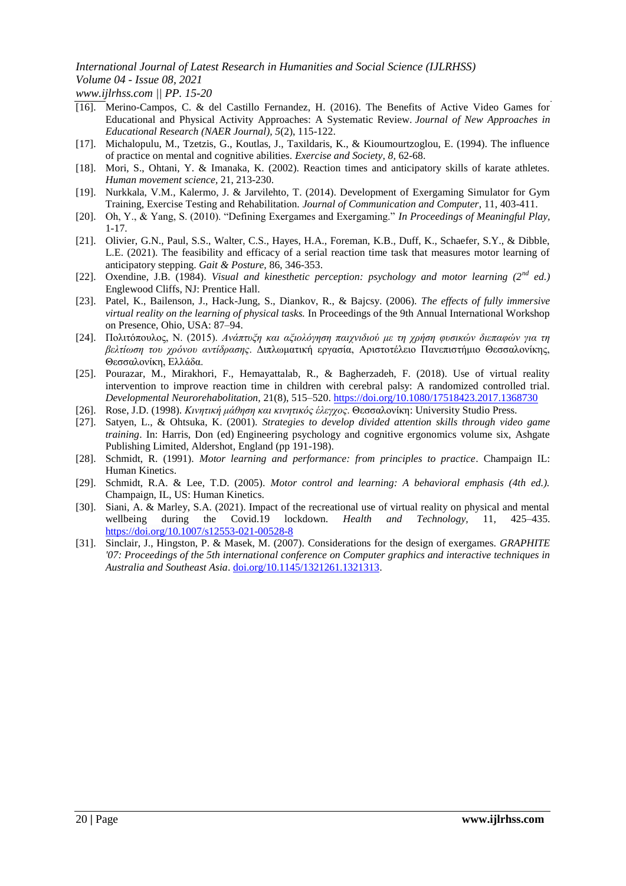[16]. Merino-Campos, C. & del Castillo Fernandez, H. (2016). The Benefits of Active Video Games for Educational and Physical Activity Approaches: A Systematic Review. *Journal of New Approaches in Educational Research (NAER Journal), 5*(2), 115-122.

[17]. Michalopulu, M., Tzetzis, G., Koutlas, J., Taxildaris, K., & Kioumourtzoglou, E. (1994). The influence of practice on mental and cognitive abilities. *Exercise and Society, 8,* 62-68.

[18]. Mori, S., Ohtani, Y. & Imanaka, K. (2002). Reaction times and anticipatory skills of karate athletes. *Human movement science,* 21, 213-230.

[19]. Nurkkala, V.M., Kalermo, J. & Jarvilehto, T. (2014). Development of Exergaming Simulator for Gym Training, Exercise Testing and Rehabilitation. *Journal of Communication and Computer*, 11, 403-411.

[20]. Oh, Y., & Yang, S. (2010). "Defining Exergames and Exergaming." *In Proceedings of Meaningful Play,* 1-17.

[21]. Olivier, G.N., Paul, S.S., Walter, C.S., Hayes, H.A., Foreman, K.B., Duff, K., Schaefer, S.Y., & Dibble, L.E. (2021). The feasibility and efficacy of a serial reaction time task that measures motor learning of anticipatory stepping. *Gait & Posture,* 86, 346-353.

[22]. Oxendine, J.B. (1984). *Visual and kinesthetic perception: psychology and motor learning (2nd ed.)* Englewood Cliffs, NJ: Prentice Hall.

[23]. Patel, K., Bailenson, J., Hack-Jung, S., Diankov, R., & Bajcsy. (2006). *The effects of fully immersive virtual reality on the learning of physical tasks.* In Proceedings of the 9th Annual International Workshop on Presence, Ohio, USA: 87–94.

[24]. Πολιτόπουλος, Ν. (2015). *Ανάπτυξη και αξιολόγηση παιχνιδιού με τη χρήση φυσικών διεπαφών για τη βελτίωση του χρόνου αντίδρασης*. Διπλωματική εργασία, Αριστοτέλειο Πανεπιστήμιο Θεσσαλονίκης, Θεσσαλονίκη, Ελλάδα.

[25]. Pourazar, M., Mirakhori, F., Hemayattalab, R., & Bagherzadeh, F. (2018). Use of virtual reality intervention to improve reaction time in children with cerebral palsy: A randomized controlled trial. *Developmental Neurorehabilitation,* 21(8), 515–520. https://doi.org/10.1080/17518423.2017.1368730

[26]. Rose, J.D. (1998). *Κινητική μάθηση και κινητικός έλεγχος.* Θεσσαλονίκη: University Studio Press.

[27]. Satyen, L., & Ohtsuka, K. (2001). *Strategies to develop divided attention skills through video game training*. In: Harris, Don (ed) Engineering psychology and cognitive ergonomics volume six, Ashgate Publishing Limited, Aldershot, England (pp 191-198).

[28]. Schmidt, R. (1991). *Motor learning and performance: from principles to practice*. Champaign IL: Human Kinetics.

[29]. Schmidt, R.A. & Lee, T.D. (2005). *Motor control and learning: A behavioral emphasis (4th ed.).* Champaign, IL, US: Human Kinetics.

[30]. Siani, A. & Marley, S.A. (2021). Impact of the recreational use of virtual reality on physical and mental wellbeing during the Covid.19 lockdown. *Health and Technology,* 11, 425–435. https://doi.org/10.1007/s12553-021-00528-8

[31]. Sinclair, J., Hingston, P. & Masek, M. (2007). Considerations for the design of exergames. *GRAPHITE '07: Proceedings of the 5th international conference on Computer graphics and interactive techniques in Australia and Southeast Asia*. doi.org/10.1145/1321261.1321313.